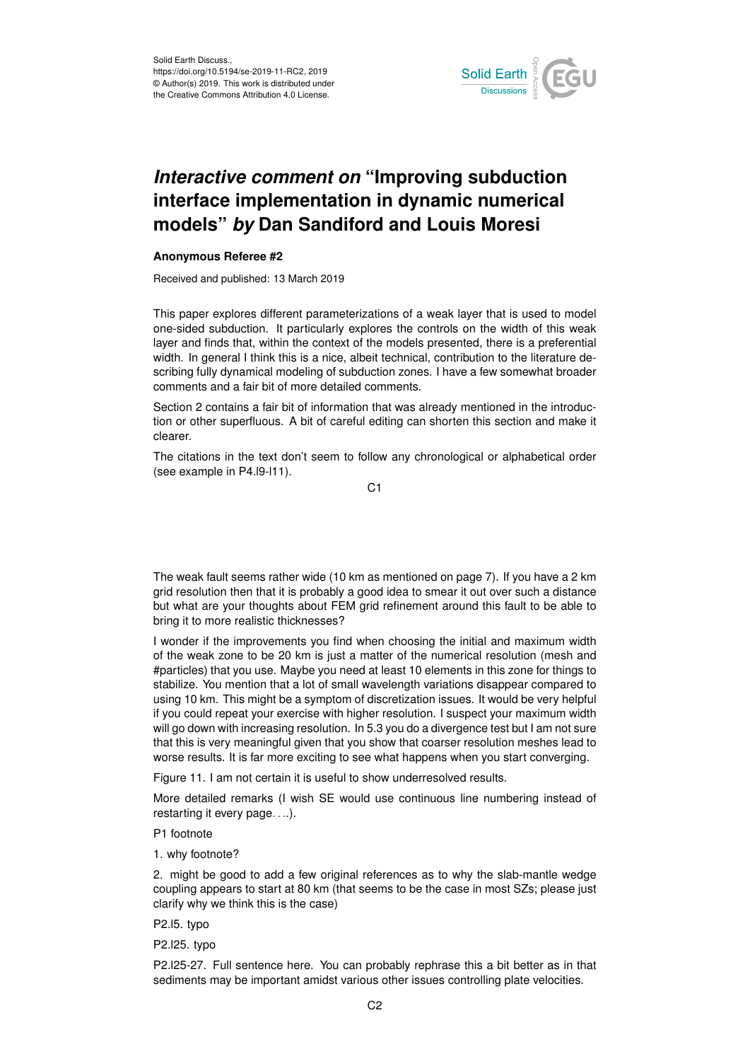Solid Earth Discuss.,
https://doi.org/10.5194/se-2019-11-RC2, 2019
© Author(s) 2019. This work is distributed under
the Creative Commons Attribution 4.0 License.

# *Interactive comment on* "Improving subduction interface implementation in dynamic numerical models" *by* Dan Sandiford and Louis Moresi

**Anonymous Referee #2**

Received and published: 13 March 2019

This paper explores different parameterizations of a weak layer that is used to model one-sided subduction. It particularly explores the controls on the width of this weak layer and finds that, within the context of the models presented, there is a preferential width. In general I think this is a nice, albeit technical, contribution to the literature describing fully dynamical modeling of subduction zones. I have a few somewhat broader comments and a fair bit of more detailed comments.

Section 2 contains a fair bit of information that was already mentioned in the introduction or other superfluous. A bit of careful editing can shorten this section and make it clearer.

The citations in the text don't seem to follow any chronological or alphabetical order (see example in P4.l9-l11).

The weak fault seems rather wide (10 km as mentioned on page 7). If you have a 2 km grid resolution then that it is probably a good idea to smear it out over such a distance but what are your thoughts about FEM grid refinement around this fault to be able to bring it to more realistic thicknesses?

I wonder if the improvements you find when choosing the initial and maximum width of the weak zone to be 20 km is just a matter of the numerical resolution (mesh and #particles) that you use. Maybe you need at least 10 elements in this zone for things to stabilize. You mention that a lot of small wavelength variations disappear compared to using 10 km. This might be a symptom of discretization issues. It would be very helpful if you could repeat your exercise with higher resolution. I suspect your maximum width will go down with increasing resolution. In 5.3 you do a divergence test but I am not sure that this is very meaningful given that you show that coarser resolution meshes lead to worse results. It is far more exciting to see what happens when you start converging.

Figure 11. I am not certain it is useful to show underresolved results.

More detailed remarks (I wish SE would use continuous line numbering instead of restarting it every page. . ..).

P1 footnote

1. why footnote?

2. might be good to add a few original references as to why the slab-mantle wedge coupling appears to start at 80 km (that seems to be the case in most SZs; please just clarify why we think this is the case)

P2.l5. typo

P2.l25. typo

P2.l25-27. Full sentence here. You can probably rephrase this a bit better as in that sediments may be important amidst various other issues controlling plate velocities.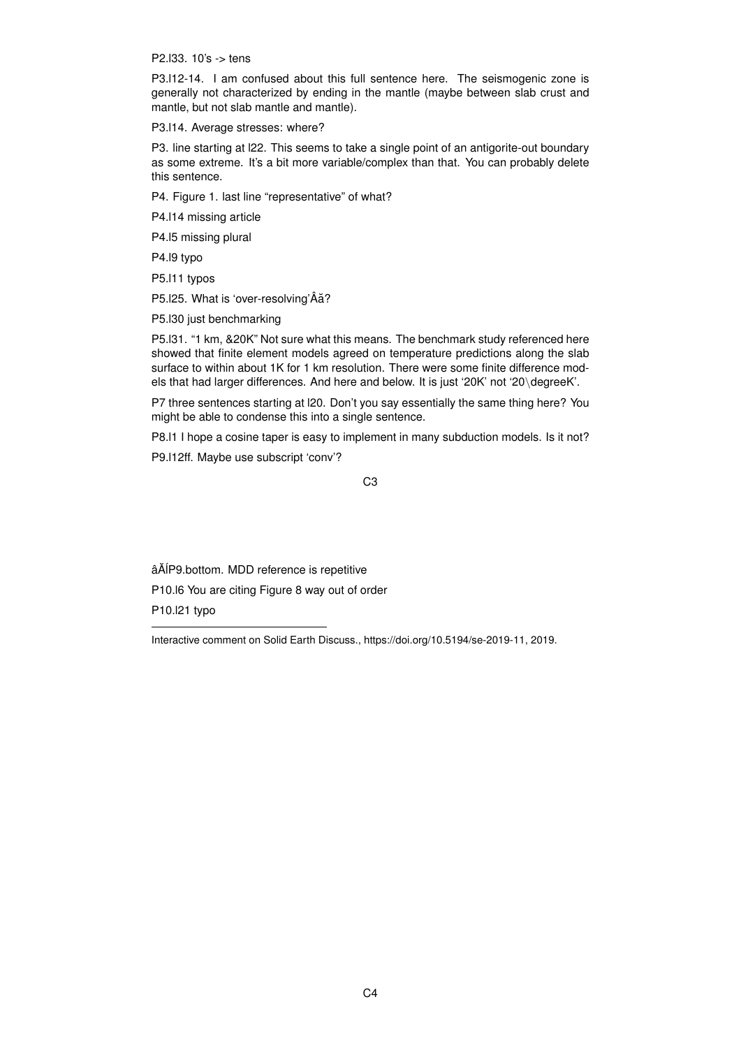P2.l33. 10’s -> tens

P3.l12-14. I am confused about this full sentence here. The seismogenic zone is generally not characterized by ending in the mantle (maybe between slab crust and mantle, but not slab mantle and mantle).

P3.l14. Average stresses: where?

P3. line starting at l22. This seems to take a single point of an antigorite-out boundary as some extreme. It’s a bit more variable/complex than that. You can probably delete this sentence.

P4. Figure 1. last line “representative” of what?

P4.l14 missing article

P4.l5 missing plural

P4.l9 typo

P5.l11 typos

P5.l25. What is ‘over-resolving’Âă?

P5.l30 just benchmarking

P5.l31. “1 km, &20K” Not sure what this means. The benchmark study referenced here showed that finite element models agreed on temperature predictions along the slab surface to within about 1K for 1 km resolution. There were some finite difference models that had larger differences. And here and below. It is just ‘20K’ not ‘20\degreeK’.

P7 three sentences starting at l20. Don’t you say essentially the same thing here? You might be able to condense this into a single sentence.

P8.l1 I hope a cosine taper is easy to implement in many subduction models. Is it not?

P9.l12ff. Maybe use subscript ‘conv’?

âĂÍP9.bottom. MDD reference is repetitive

P10.l6 You are citing Figure 8 way out of order

P10.l21 typo

Interactive comment on Solid Earth Discuss., https://doi.org/10.5194/se-2019-11, 2019.